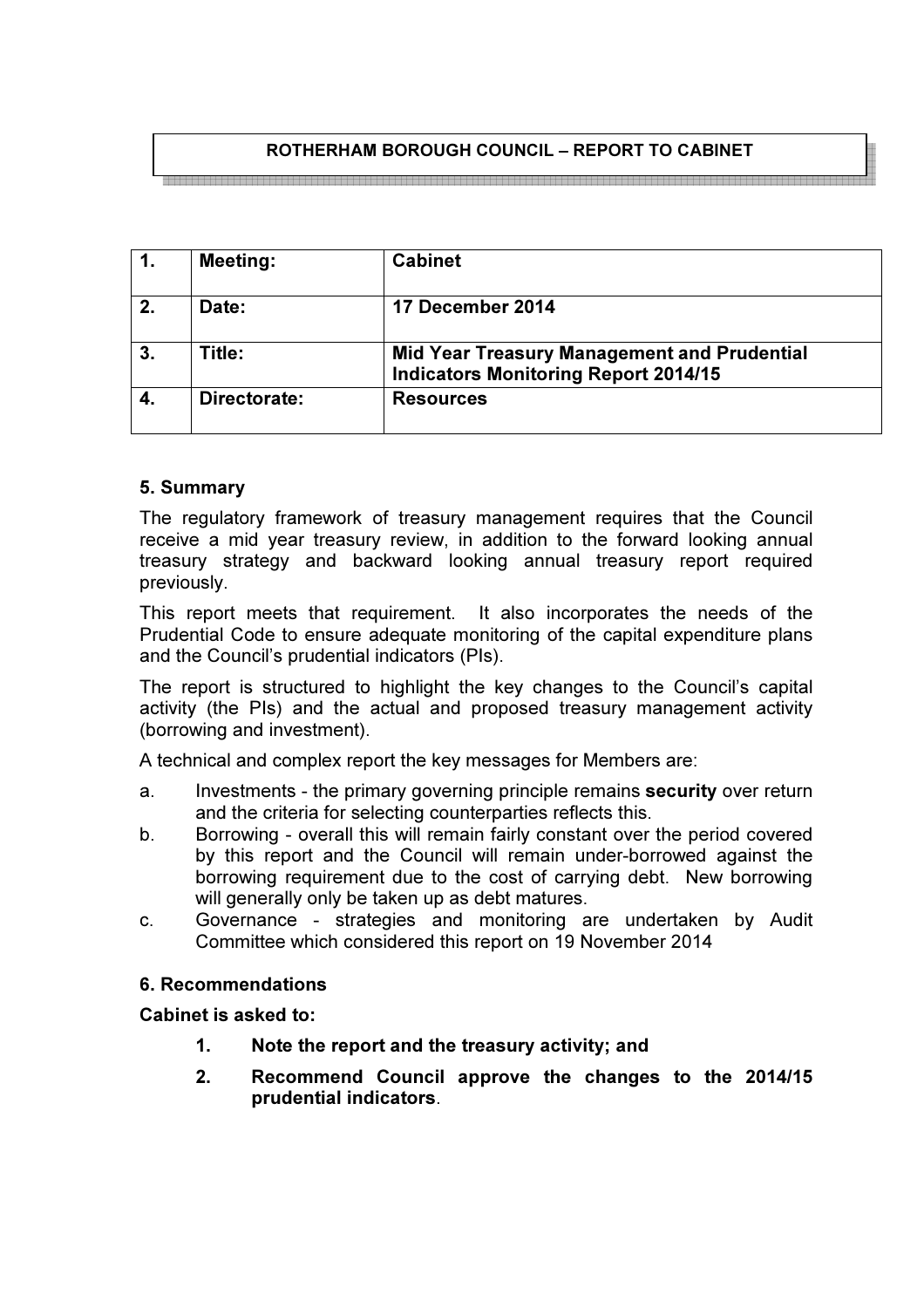**ROTHERHAM BOROUGH COUNCIL – REPORT TO CABINET**

| | | |
|---|---|---|
| **1.** | **Meeting:** | **Cabinet** |
| **2.** | **Date:** | **17 December 2014** |
| **3.** | **Title:** | **Mid Year Treasury Management and Prudential Indicators Monitoring Report 2014/15** |
| **4.** | **Directorate:** | **Resources** |

## 5. Summary

The regulatory framework of treasury management requires that the Council receive a mid year treasury review, in addition to the forward looking annual treasury strategy and backward looking annual treasury report required previously.

This report meets that requirement. It also incorporates the needs of the Prudential Code to ensure adequate monitoring of the capital expenditure plans and the Council's prudential indicators (PIs).

The report is structured to highlight the key changes to the Council's capital activity (the PIs) and the actual and proposed treasury management activity (borrowing and investment).

A technical and complex report the key messages for Members are:

a. Investments - the primary governing principle remains **security** over return and the criteria for selecting counterparties reflects this.

b. Borrowing - overall this will remain fairly constant over the period covered by this report and the Council will remain under-borrowed against the borrowing requirement due to the cost of carrying debt. New borrowing will generally only be taken up as debt matures.

c. Governance - strategies and monitoring are undertaken by Audit Committee which considered this report on 19 November 2014

## 6. Recommendations

**Cabinet is asked to:**

1. **Note the report and the treasury activity; and**
2. **Recommend Council approve the changes to the 2014/15 prudential indicators**.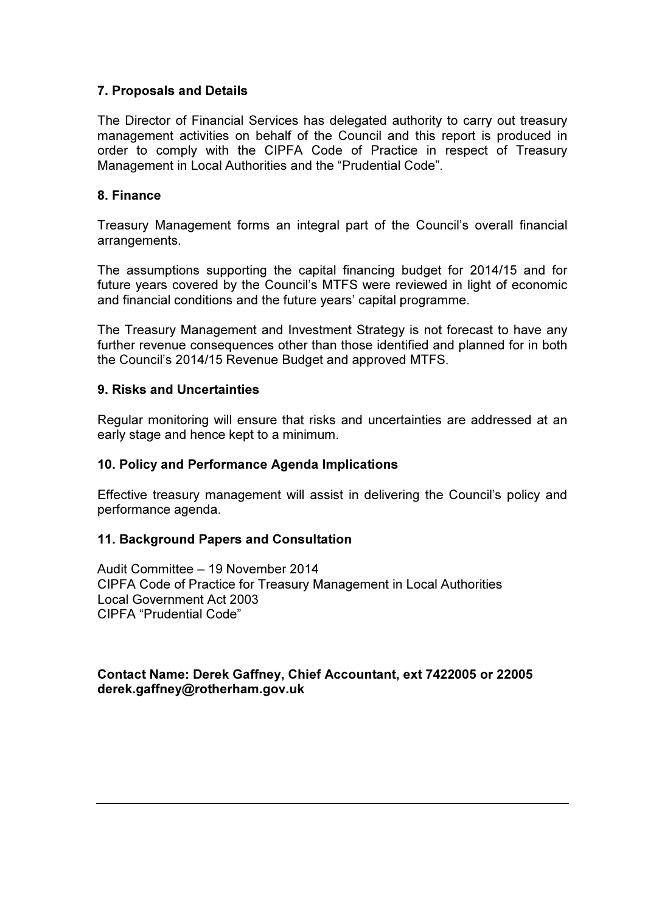### 7. Proposals and Details

The Director of Financial Services has delegated authority to carry out treasury management activities on behalf of the Council and this report is produced in order to comply with the CIPFA Code of Practice in respect of Treasury Management in Local Authorities and the "Prudential Code".

### 8. Finance

Treasury Management forms an integral part of the Council's overall financial arrangements.

The assumptions supporting the capital financing budget for 2014/15 and for future years covered by the Council's MTFS were reviewed in light of economic and financial conditions and the future years' capital programme.

The Treasury Management and Investment Strategy is not forecast to have any further revenue consequences other than those identified and planned for in both the Council's 2014/15 Revenue Budget and approved MTFS.

### 9. Risks and Uncertainties

Regular monitoring will ensure that risks and uncertainties are addressed at an early stage and hence kept to a minimum.

### 10. Policy and Performance Agenda Implications

Effective treasury management will assist in delivering the Council's policy and performance agenda.

### 11. Background Papers and Consultation

Audit Committee – 19 November 2014
CIPFA Code of Practice for Treasury Management in Local Authorities
Local Government Act 2003
CIPFA "Prudential Code"

**Contact Name: Derek Gaffney, Chief Accountant, ext 7422005 or 22005**
**derek.gaffney@rotherham.gov.uk**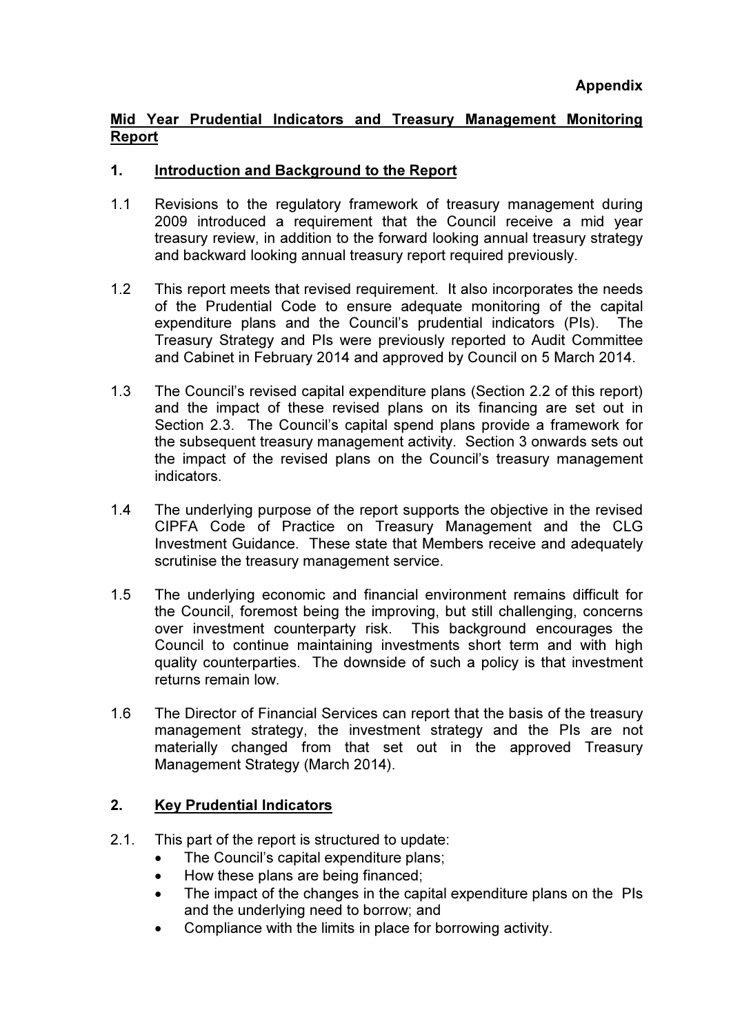**Appendix**

## Mid Year Prudential Indicators and Treasury Management Monitoring Report

### 1. Introduction and Background to the Report

1.1 Revisions to the regulatory framework of treasury management during 2009 introduced a requirement that the Council receive a mid year treasury review, in addition to the forward looking annual treasury strategy and backward looking annual treasury report required previously.

1.2 This report meets that revised requirement. It also incorporates the needs of the Prudential Code to ensure adequate monitoring of the capital expenditure plans and the Council's prudential indicators (PIs). The Treasury Strategy and PIs were previously reported to Audit Committee and Cabinet in February 2014 and approved by Council on 5 March 2014.

1.3 The Council's revised capital expenditure plans (Section 2.2 of this report) and the impact of these revised plans on its financing are set out in Section 2.3. The Council's capital spend plans provide a framework for the subsequent treasury management activity. Section 3 onwards sets out the impact of the revised plans on the Council's treasury management indicators.

1.4 The underlying purpose of the report supports the objective in the revised CIPFA Code of Practice on Treasury Management and the CLG Investment Guidance. These state that Members receive and adequately scrutinise the treasury management service.

1.5 The underlying economic and financial environment remains difficult for the Council, foremost being the improving, but still challenging, concerns over investment counterparty risk. This background encourages the Council to continue maintaining investments short term and with high quality counterparties. The downside of such a policy is that investment returns remain low.

1.6 The Director of Financial Services can report that the basis of the treasury management strategy, the investment strategy and the PIs are not materially changed from that set out in the approved Treasury Management Strategy (March 2014).

### 2. Key Prudential Indicators

2.1. This part of the report is structured to update:

- The Council's capital expenditure plans;
- How these plans are being financed;
- The impact of the changes in the capital expenditure plans on the PIs and the underlying need to borrow; and
- Compliance with the limits in place for borrowing activity.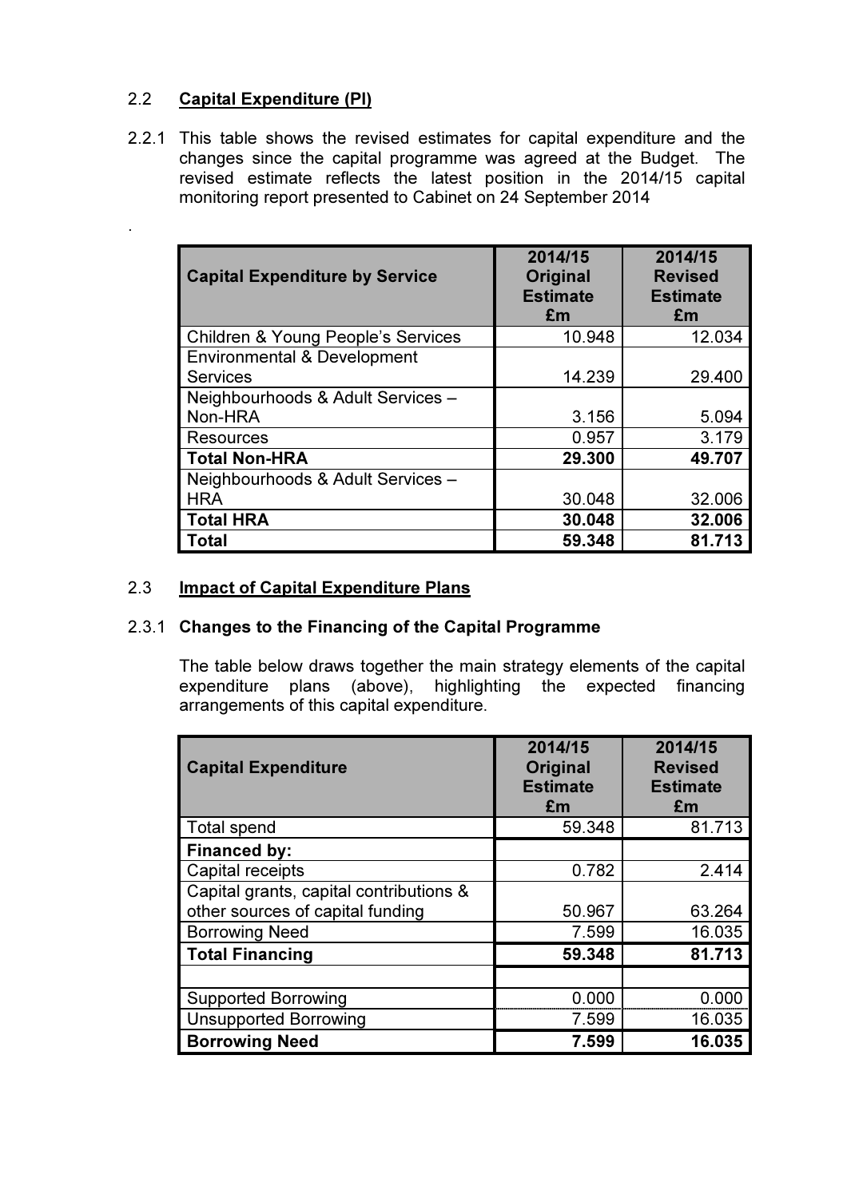2.2 **Capital Expenditure (PI)**

2.2.1 This table shows the revised estimates for capital expenditure and the changes since the capital programme was agreed at the Budget. The revised estimate reflects the latest position in the 2014/15 capital monitoring report presented to Cabinet on 24 September 2014

.

| Capital Expenditure by Service | 2014/15 Original Estimate £m | 2014/15 Revised Estimate £m |
|---|---|---|
| Children & Young People's Services | 10.948 | 12.034 |
| Environmental & Development Services | 14.239 | 29.400 |
| Neighbourhoods & Adult Services – Non-HRA | 3.156 | 5.094 |
| Resources | 0.957 | 3.179 |
| **Total Non-HRA** | **29.300** | **49.707** |
| Neighbourhoods & Adult Services – HRA | 30.048 | 32.006 |
| **Total HRA** | **30.048** | **32.006** |
| **Total** | **59.348** | **81.713** |

2.3 **Impact of Capital Expenditure Plans**

2.3.1 **Changes to the Financing of the Capital Programme**

The table below draws together the main strategy elements of the capital expenditure plans (above), highlighting the expected financing arrangements of this capital expenditure.

| Capital Expenditure | 2014/15 Original Estimate £m | 2014/15 Revised Estimate £m |
|---|---|---|
| Total spend | 59.348 | 81.713 |
| **Financed by:** | | |
| Capital receipts | 0.782 | 2.414 |
| Capital grants, capital contributions & other sources of capital funding | 50.967 | 63.264 |
| Borrowing Need | 7.599 | 16.035 |
| **Total Financing** | **59.348** | **81.713** |
| | | |
| Supported Borrowing | 0.000 | 0.000 |
| Unsupported Borrowing | 7.599 | 16.035 |
| **Borrowing Need** | **7.599** | **16.035** |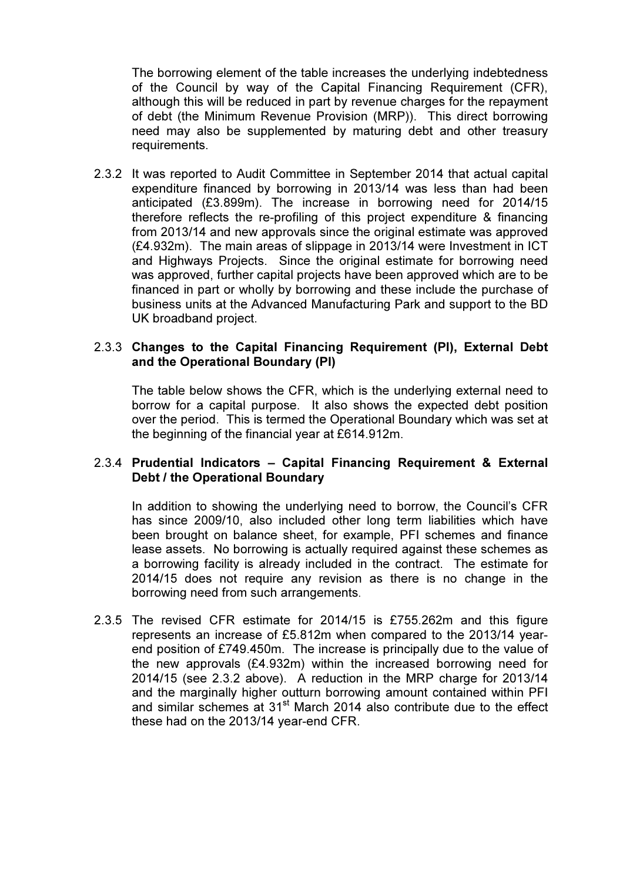The borrowing element of the table increases the underlying indebtedness of the Council by way of the Capital Financing Requirement (CFR), although this will be reduced in part by revenue charges for the repayment of debt (the Minimum Revenue Provision (MRP)). This direct borrowing need may also be supplemented by maturing debt and other treasury requirements.

2.3.2 It was reported to Audit Committee in September 2014 that actual capital expenditure financed by borrowing in 2013/14 was less than had been anticipated (£3.899m). The increase in borrowing need for 2014/15 therefore reflects the re-profiling of this project expenditure & financing from 2013/14 and new approvals since the original estimate was approved (£4.932m). The main areas of slippage in 2013/14 were Investment in ICT and Highways Projects. Since the original estimate for borrowing need was approved, further capital projects have been approved which are to be financed in part or wholly by borrowing and these include the purchase of business units at the Advanced Manufacturing Park and support to the BD UK broadband project.

2.3.3 **Changes to the Capital Financing Requirement (PI), External Debt and the Operational Boundary (PI)**

The table below shows the CFR, which is the underlying external need to borrow for a capital purpose. It also shows the expected debt position over the period. This is termed the Operational Boundary which was set at the beginning of the financial year at £614.912m.

2.3.4 **Prudential Indicators – Capital Financing Requirement & External Debt / the Operational Boundary**

In addition to showing the underlying need to borrow, the Council's CFR has since 2009/10, also included other long term liabilities which have been brought on balance sheet, for example, PFI schemes and finance lease assets. No borrowing is actually required against these schemes as a borrowing facility is already included in the contract. The estimate for 2014/15 does not require any revision as there is no change in the borrowing need from such arrangements.

2.3.5 The revised CFR estimate for 2014/15 is £755.262m and this figure represents an increase of £5.812m when compared to the 2013/14 year-end position of £749.450m. The increase is principally due to the value of the new approvals (£4.932m) within the increased borrowing need for 2014/15 (see 2.3.2 above). A reduction in the MRP charge for 2013/14 and the marginally higher outturn borrowing amount contained within PFI and similar schemes at 31st March 2014 also contribute due to the effect these had on the 2013/14 year-end CFR.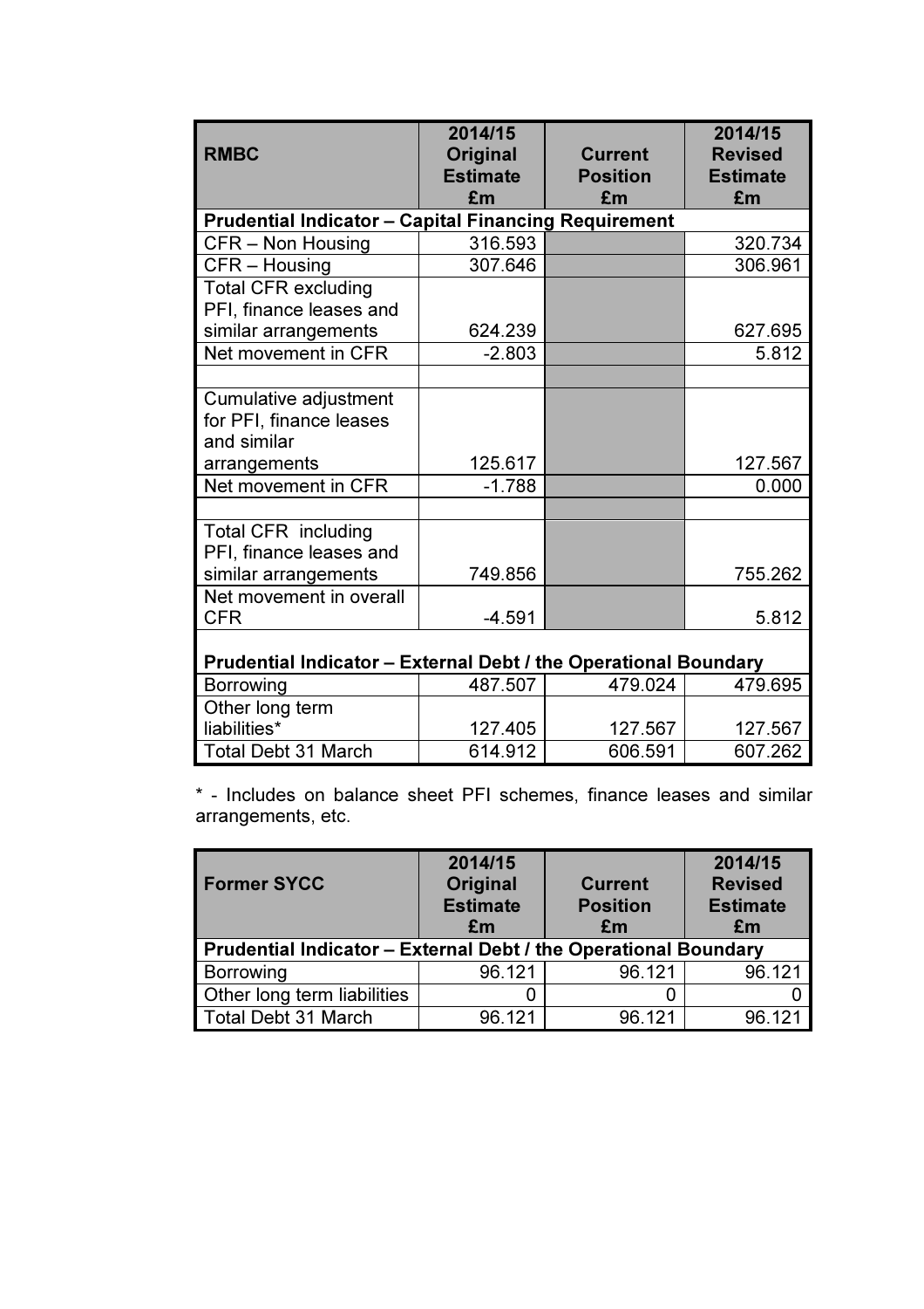| RMBC | 2014/15 Original Estimate £m | Current Position £m | 2014/15 Revised Estimate £m |
|---|---|---|---|
| **Prudential Indicator – Capital Financing Requirement** | | | |
| CFR – Non Housing | 316.593 | | 320.734 |
| CFR – Housing | 307.646 | | 306.961 |
| Total CFR excluding PFI, finance leases and similar arrangements | 624.239 | | 627.695 |
| Net movement in CFR | -2.803 | | 5.812 |
| | | | |
| Cumulative adjustment for PFI, finance leases and similar arrangements | 125.617 | | 127.567 |
| Net movement in CFR | -1.788 | | 0.000 |
| | | | |
| Total CFR including PFI, finance leases and similar arrangements | 749.856 | | 755.262 |
| Net movement in overall CFR | -4.591 | | 5.812 |
| **Prudential Indicator – External Debt / the Operational Boundary** | | | |
| Borrowing | 487.507 | 479.024 | 479.695 |
| Other long term liabilities* | 127.405 | 127.567 | 127.567 |
| Total Debt 31 March | 614.912 | 606.591 | 607.262 |

\* - Includes on balance sheet PFI schemes, finance leases and similar arrangements, etc.

| Former SYCC | 2014/15 Original Estimate £m | Current Position £m | 2014/15 Revised Estimate £m |
|---|---|---|---|
| **Prudential Indicator – External Debt / the Operational Boundary** | | | |
| Borrowing | 96.121 | 96.121 | 96.121 |
| Other long term liabilities | 0 | 0 | 0 |
| Total Debt 31 March | 96.121 | 96.121 | 96.121 |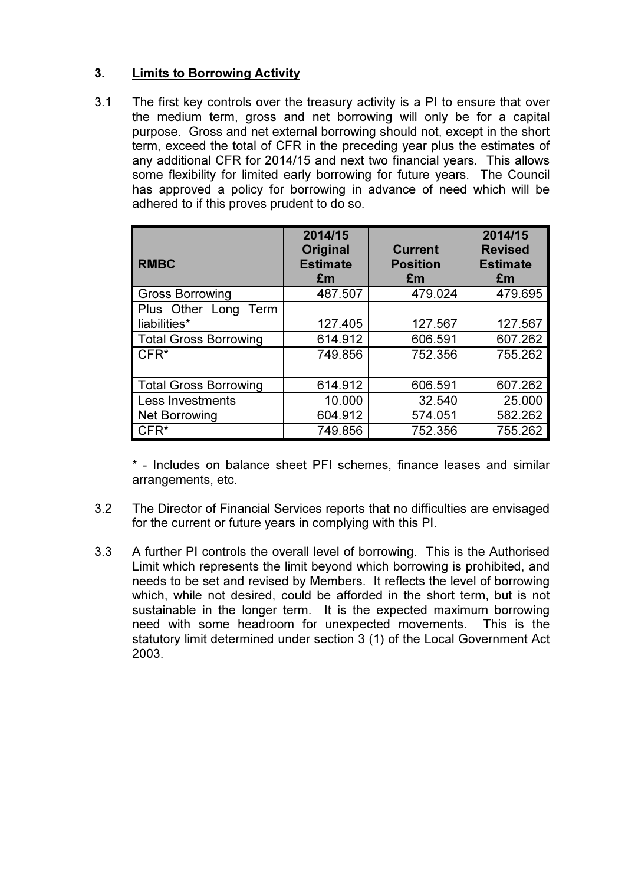### 3. Limits to Borrowing Activity

3.1 The first key controls over the treasury activity is a PI to ensure that over the medium term, gross and net borrowing will only be for a capital purpose. Gross and net external borrowing should not, except in the short term, exceed the total of CFR in the preceding year plus the estimates of any additional CFR for 2014/15 and next two financial years. This allows some flexibility for limited early borrowing for future years. The Council has approved a policy for borrowing in advance of need which will be adhered to if this proves prudent to do so.

| RMBC | 2014/15 Original Estimate £m | Current Position £m | 2014/15 Revised Estimate £m |
|---|---|---|---|
| Gross Borrowing | 487.507 | 479.024 | 479.695 |
| Plus Other Long Term liabilities* | 127.405 | 127.567 | 127.567 |
| Total Gross Borrowing | 614.912 | 606.591 | 607.262 |
| CFR* | 749.856 | 752.356 | 755.262 |
| | | | |
| Total Gross Borrowing | 614.912 | 606.591 | 607.262 |
| Less Investments | 10.000 | 32.540 | 25.000 |
| Net Borrowing | 604.912 | 574.051 | 582.262 |
| CFR* | 749.856 | 752.356 | 755.262 |

* - Includes on balance sheet PFI schemes, finance leases and similar arrangements, etc.

3.2 The Director of Financial Services reports that no difficulties are envisaged for the current or future years in complying with this PI.

3.3 A further PI controls the overall level of borrowing. This is the Authorised Limit which represents the limit beyond which borrowing is prohibited, and needs to be set and revised by Members. It reflects the level of borrowing which, while not desired, could be afforded in the short term, but is not sustainable in the longer term. It is the expected maximum borrowing need with some headroom for unexpected movements. This is the statutory limit determined under section 3 (1) of the Local Government Act 2003.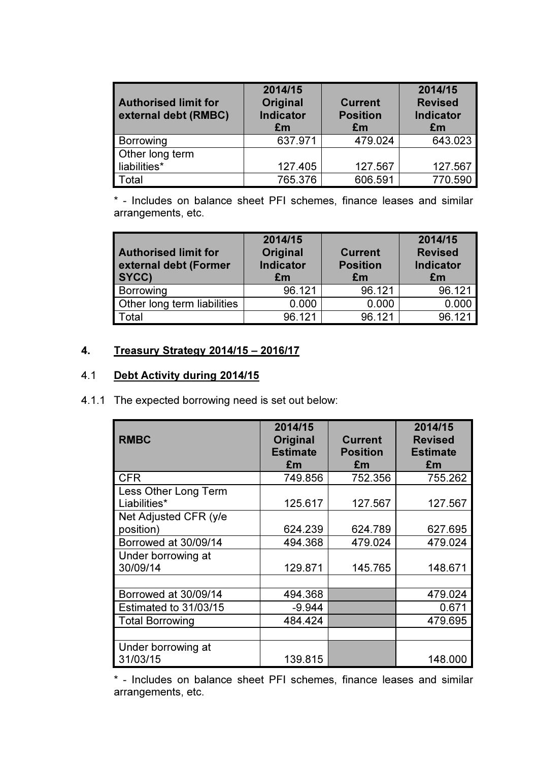| Authorised limit for external debt (RMBC) | 2014/15 Original Indicator £m | Current Position £m | 2014/15 Revised Indicator £m |
|---|---|---|---|
| Borrowing | 637.971 | 479.024 | 643.023 |
| Other long term liabilities* | 127.405 | 127.567 | 127.567 |
| Total | 765.376 | 606.591 | 770.590 |

* - Includes on balance sheet PFI schemes, finance leases and similar arrangements, etc.

| Authorised limit for external debt (Former SYCC) | 2014/15 Original Indicator £m | Current Position £m | 2014/15 Revised Indicator £m |
|---|---|---|---|
| Borrowing | 96.121 | 96.121 | 96.121 |
| Other long term liabilities | 0.000 | 0.000 | 0.000 |
| Total | 96.121 | 96.121 | 96.121 |

## 4. Treasury Strategy 2014/15 – 2016/17

### 4.1 Debt Activity during 2014/15

4.1.1 The expected borrowing need is set out below:

| RMBC | 2014/15 Original Estimate £m | Current Position £m | 2014/15 Revised Estimate £m |
|---|---|---|---|
| CFR | 749.856 | 752.356 | 755.262 |
| Less Other Long Term Liabilities* | 125.617 | 127.567 | 127.567 |
| Net Adjusted CFR (y/e position) | 624.239 | 624.789 | 627.695 |
| Borrowed at 30/09/14 | 494.368 | 479.024 | 479.024 |
| Under borrowing at 30/09/14 | 129.871 | 145.765 | 148.671 |
| | | | |
| Borrowed at 30/09/14 | 494.368 | | 479.024 |
| Estimated to 31/03/15 | -9.944 | | 0.671 |
| Total Borrowing | 484.424 | | 479.695 |
| | | | |
| Under borrowing at 31/03/15 | 139.815 | | 148.000 |

* - Includes on balance sheet PFI schemes, finance leases and similar arrangements, etc.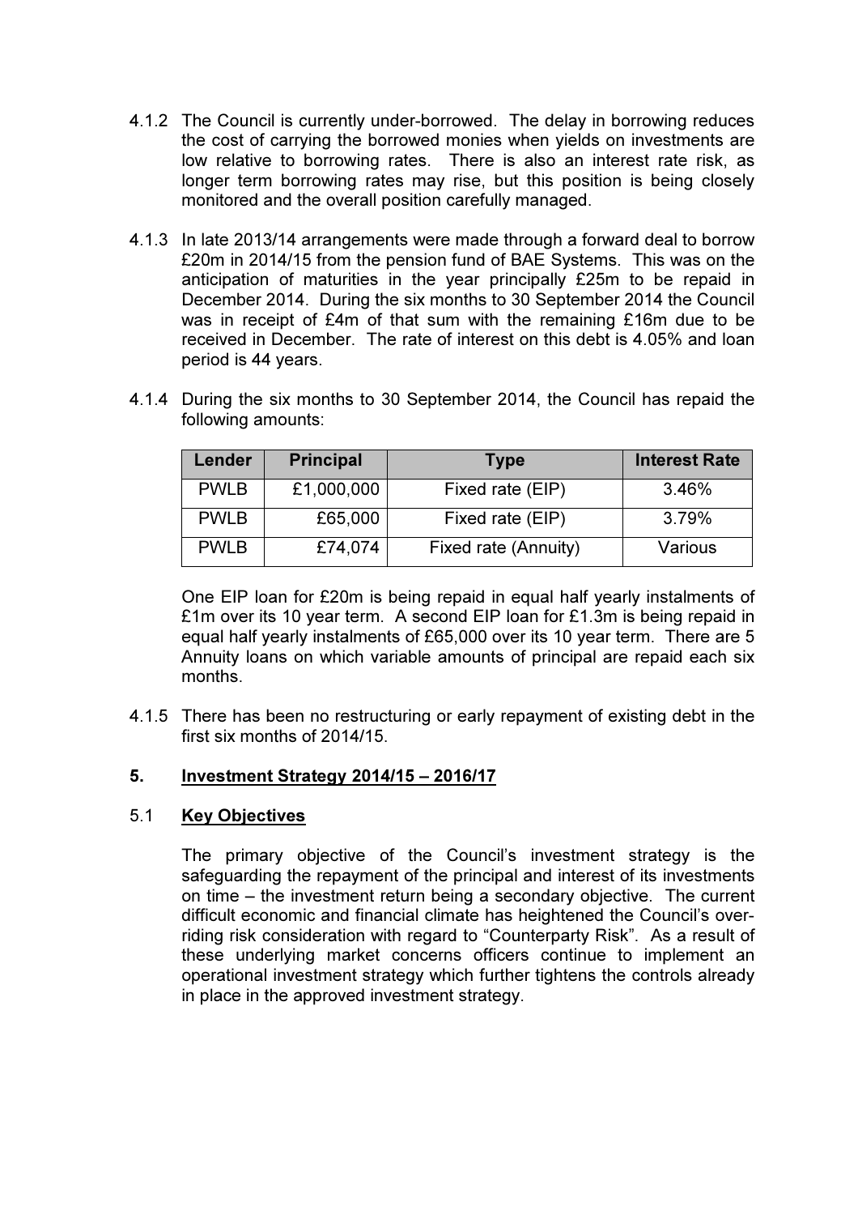4.1.2 The Council is currently under-borrowed. The delay in borrowing reduces the cost of carrying the borrowed monies when yields on investments are low relative to borrowing rates. There is also an interest rate risk, as longer term borrowing rates may rise, but this position is being closely monitored and the overall position carefully managed.

4.1.3 In late 2013/14 arrangements were made through a forward deal to borrow £20m in 2014/15 from the pension fund of BAE Systems. This was on the anticipation of maturities in the year principally £25m to be repaid in December 2014. During the six months to 30 September 2014 the Council was in receipt of £4m of that sum with the remaining £16m due to be received in December. The rate of interest on this debt is 4.05% and loan period is 44 years.

4.1.4 During the six months to 30 September 2014, the Council has repaid the following amounts:

| Lender | Principal | Type | Interest Rate |
|---|---|---|---|
| PWLB | £1,000,000 | Fixed rate (EIP) | 3.46% |
| PWLB | £65,000 | Fixed rate (EIP) | 3.79% |
| PWLB | £74,074 | Fixed rate (Annuity) | Various |

One EIP loan for £20m is being repaid in equal half yearly instalments of £1m over its 10 year term. A second EIP loan for £1.3m is being repaid in equal half yearly instalments of £65,000 over its 10 year term. There are 5 Annuity loans on which variable amounts of principal are repaid each six months.

4.1.5 There has been no restructuring or early repayment of existing debt in the first six months of 2014/15.

## 5. Investment Strategy 2014/15 – 2016/17

### 5.1 Key Objectives

The primary objective of the Council's investment strategy is the safeguarding the repayment of the principal and interest of its investments on time – the investment return being a secondary objective. The current difficult economic and financial climate has heightened the Council's over-riding risk consideration with regard to "Counterparty Risk". As a result of these underlying market concerns officers continue to implement an operational investment strategy which further tightens the controls already in place in the approved investment strategy.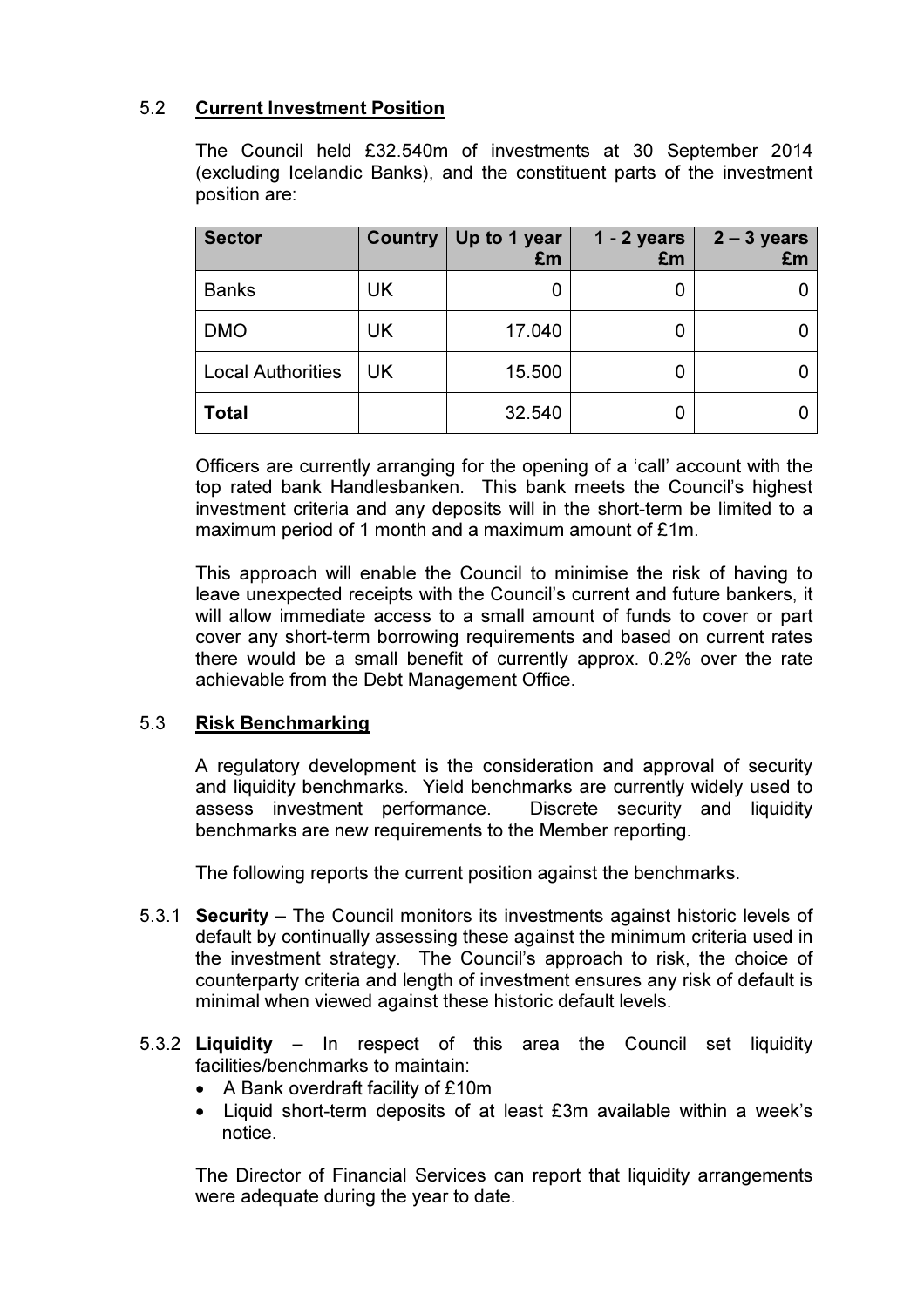### 5.2 Current Investment Position

The Council held £32.540m of investments at 30 September 2014 (excluding Icelandic Banks), and the constituent parts of the investment position are:

| Sector | Country | Up to 1 year £m | 1 - 2 years £m | 2 – 3 years £m |
|---|---|---|---|---|
| Banks | UK | 0 | 0 | 0 |
| DMO | UK | 17.040 | 0 | 0 |
| Local Authorities | UK | 15.500 | 0 | 0 |
| **Total** | | 32.540 | 0 | 0 |

Officers are currently arranging for the opening of a 'call' account with the top rated bank Handlesbanken. This bank meets the Council's highest investment criteria and any deposits will in the short-term be limited to a maximum period of 1 month and a maximum amount of £1m.

This approach will enable the Council to minimise the risk of having to leave unexpected receipts with the Council's current and future bankers, it will allow immediate access to a small amount of funds to cover or part cover any short-term borrowing requirements and based on current rates there would be a small benefit of currently approx. 0.2% over the rate achievable from the Debt Management Office.

### 5.3 Risk Benchmarking

A regulatory development is the consideration and approval of security and liquidity benchmarks. Yield benchmarks are currently widely used to assess investment performance. Discrete security and liquidity benchmarks are new requirements to the Member reporting.

The following reports the current position against the benchmarks.

5.3.1 **Security** – The Council monitors its investments against historic levels of default by continually assessing these against the minimum criteria used in the investment strategy. The Council's approach to risk, the choice of counterparty criteria and length of investment ensures any risk of default is minimal when viewed against these historic default levels.

5.3.2 **Liquidity** – In respect of this area the Council set liquidity facilities/benchmarks to maintain:

- A Bank overdraft facility of £10m
- Liquid short-term deposits of at least £3m available within a week's notice.

The Director of Financial Services can report that liquidity arrangements were adequate during the year to date.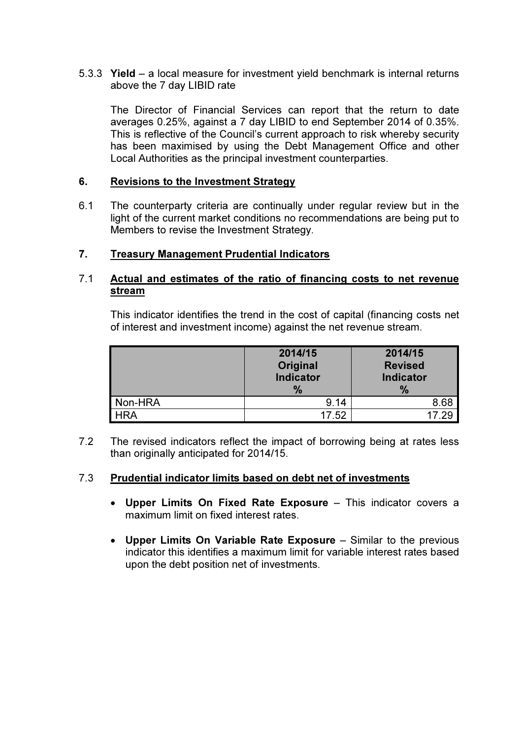5.3.3 **Yield** – a local measure for investment yield benchmark is internal returns above the 7 day LIBID rate

The Director of Financial Services can report that the return to date averages 0.25%, against a 7 day LIBID to end September 2014 of 0.35%. This is reflective of the Council's current approach to risk whereby security has been maximised by using the Debt Management Office and other Local Authorities as the principal investment counterparties.

## 6. Revisions to the Investment Strategy

6.1 The counterparty criteria are continually under regular review but in the light of the current market conditions no recommendations are being put to Members to revise the Investment Strategy.

## 7. Treasury Management Prudential Indicators

### 7.1 Actual and estimates of the ratio of financing costs to net revenue stream

This indicator identifies the trend in the cost of capital (financing costs net of interest and investment income) against the net revenue stream.

| | 2014/15 Original Indicator % | 2014/15 Revised Indicator % |
|---|---|---|
| Non-HRA | 9.14 | 8.68 |
| HRA | 17.52 | 17.29 |

7.2 The revised indicators reflect the impact of borrowing being at rates less than originally anticipated for 2014/15.

### 7.3 Prudential indicator limits based on debt net of investments

- **Upper Limits On Fixed Rate Exposure** – This indicator covers a maximum limit on fixed interest rates.
- **Upper Limits On Variable Rate Exposure** – Similar to the previous indicator this identifies a maximum limit for variable interest rates based upon the debt position net of investments.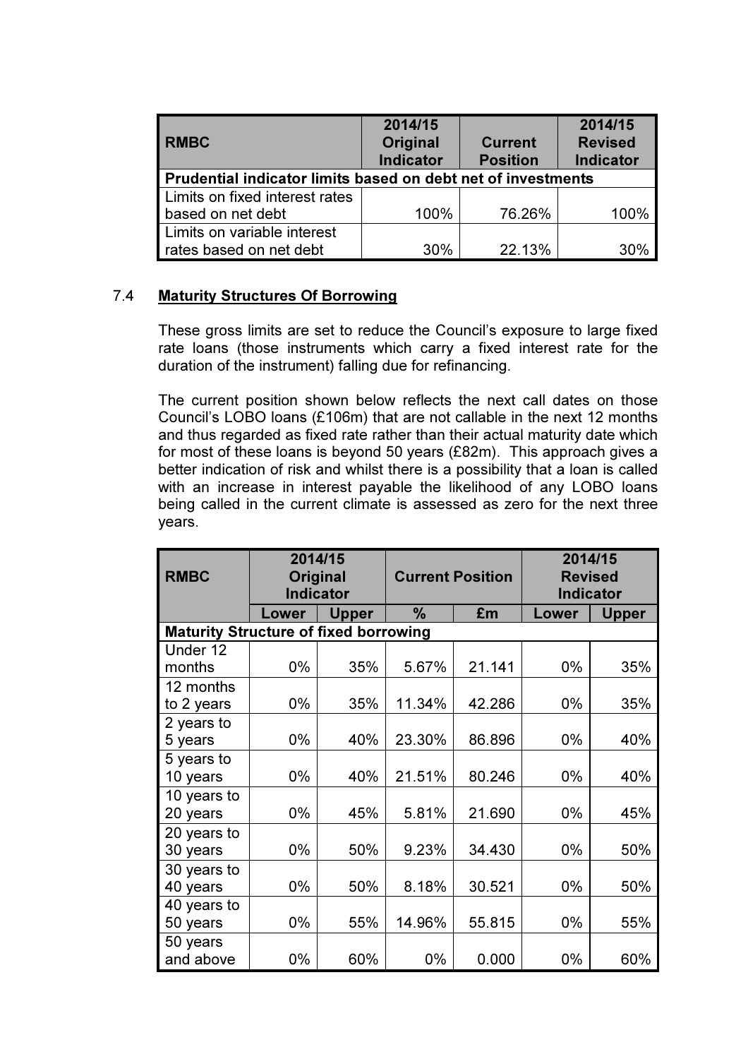| RMBC | 2014/15 Original Indicator | Current Position | 2014/15 Revised Indicator |
|---|---|---|---|
| **Prudential indicator limits based on debt net of investments** | | | |
| Limits on fixed interest rates based on net debt | 100% | 76.26% | 100% |
| Limits on variable interest rates based on net debt | 30% | 22.13% | 30% |

7.4 **Maturity Structures Of Borrowing**

These gross limits are set to reduce the Council's exposure to large fixed rate loans (those instruments which carry a fixed interest rate for the duration of the instrument) falling due for refinancing.

The current position shown below reflects the next call dates on those Council's LOBO loans (£106m) that are not callable in the next 12 months and thus regarded as fixed rate rather than their actual maturity date which for most of these loans is beyond 50 years (£82m). This approach gives a better indication of risk and whilst there is a possibility that a loan is called with an increase in interest payable the likelihood of any LOBO loans being called in the current climate is assessed as zero for the next three years.

| RMBC | 2014/15 Original Indicator | | Current Position | | 2014/15 Revised Indicator | |
|---|---|---|---|---|---|---|
| | Lower | Upper | % | £m | Lower | Upper |
| **Maturity Structure of fixed borrowing** | | | | | | |
| Under 12 months | 0% | 35% | 5.67% | 21.141 | 0% | 35% |
| 12 months to 2 years | 0% | 35% | 11.34% | 42.286 | 0% | 35% |
| 2 years to 5 years | 0% | 40% | 23.30% | 86.896 | 0% | 40% |
| 5 years to 10 years | 0% | 40% | 21.51% | 80.246 | 0% | 40% |
| 10 years to 20 years | 0% | 45% | 5.81% | 21.690 | 0% | 45% |
| 20 years to 30 years | 0% | 50% | 9.23% | 34.430 | 0% | 50% |
| 30 years to 40 years | 0% | 50% | 8.18% | 30.521 | 0% | 50% |
| 40 years to 50 years | 0% | 55% | 14.96% | 55.815 | 0% | 55% |
| 50 years and above | 0% | 60% | 0% | 0.000 | 0% | 60% |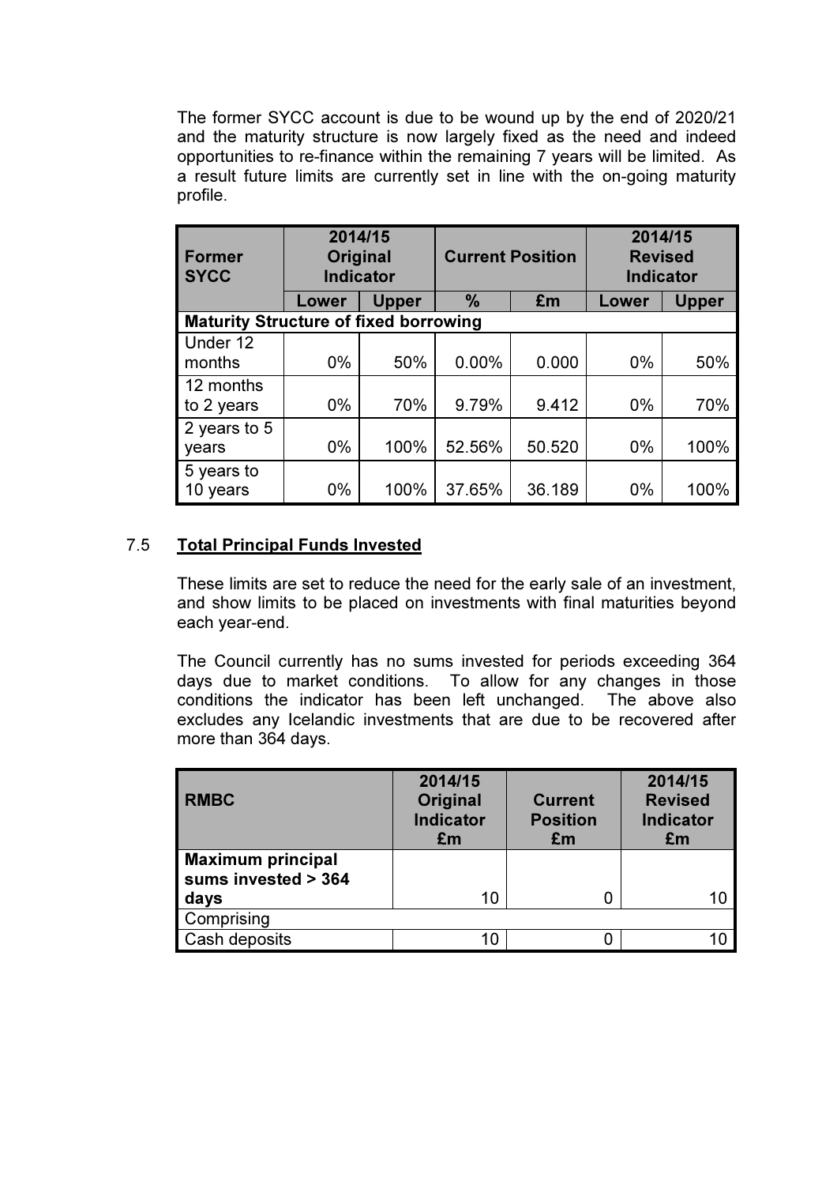The former SYCC account is due to be wound up by the end of 2020/21 and the maturity structure is now largely fixed as the need and indeed opportunities to re-finance within the remaining 7 years will be limited. As a result future limits are currently set in line with the on-going maturity profile.

| Former SYCC | 2014/15 Original Indicator | | Current Position | | 2014/15 Revised Indicator | |
|---|---|---|---|---|---|---|
| | Lower | Upper | % | £m | Lower | Upper |
| **Maturity Structure of fixed borrowing** | | | | | | |
| Under 12 months | 0% | 50% | 0.00% | 0.000 | 0% | 50% |
| 12 months to 2 years | 0% | 70% | 9.79% | 9.412 | 0% | 70% |
| 2 years to 5 years | 0% | 100% | 52.56% | 50.520 | 0% | 100% |
| 5 years to 10 years | 0% | 100% | 37.65% | 36.189 | 0% | 100% |

## 7.5 Total Principal Funds Invested

These limits are set to reduce the need for the early sale of an investment, and show limits to be placed on investments with final maturities beyond each year-end.

The Council currently has no sums invested for periods exceeding 364 days due to market conditions. To allow for any changes in those conditions the indicator has been left unchanged. The above also excludes any Icelandic investments that are due to be recovered after more than 364 days.

| RMBC | 2014/15 Original Indicator £m | Current Position £m | 2014/15 Revised Indicator £m |
|---|---|---|---|
| **Maximum principal sums invested > 364 days** | 10 | 0 | 10 |
| Comprising | | | |
| Cash deposits | 10 | 0 | 10 |